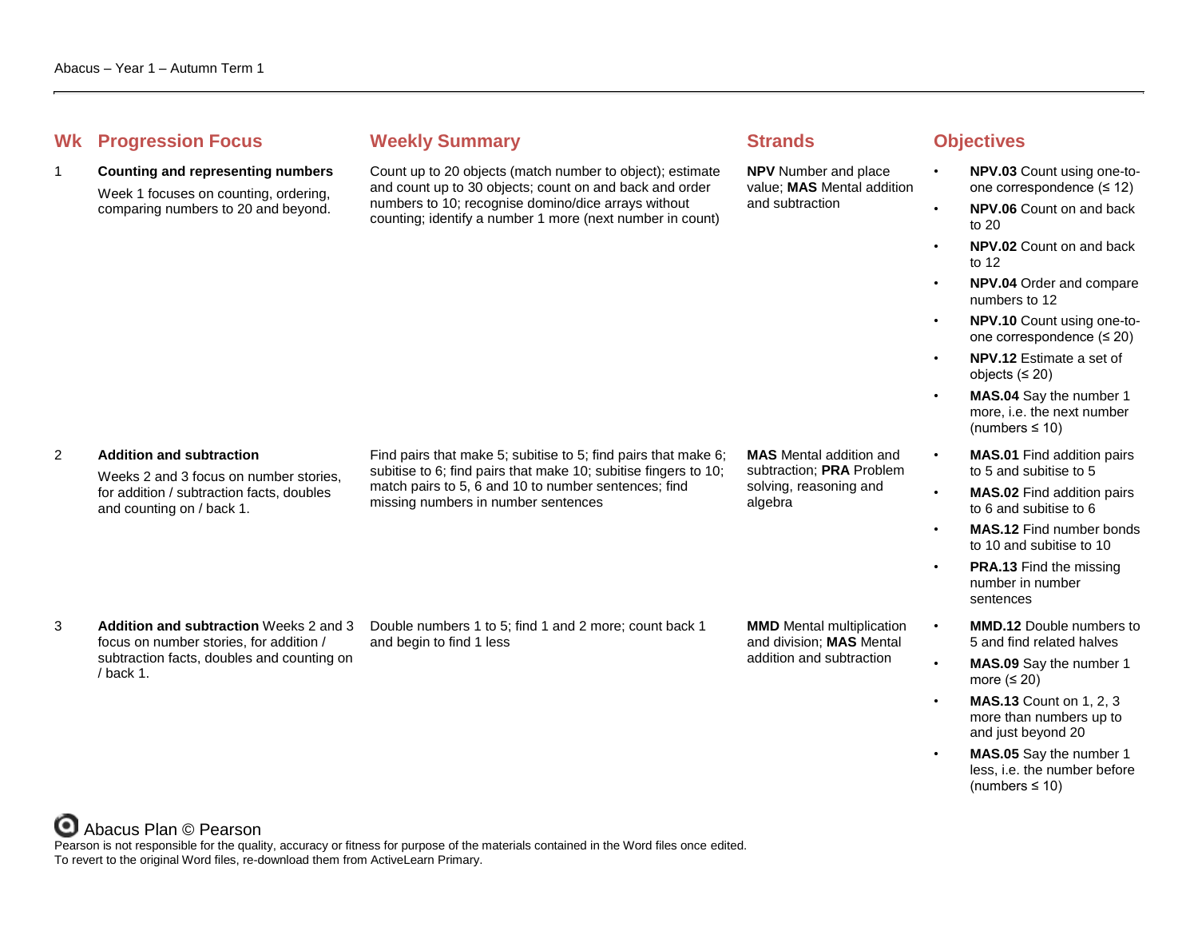Abacus – Year 1 – Autumn Term 1

| Wk | Progression Focus | Weekly Summary | Strands | Objectives |
|---|---|---|---|---|
| 1 | **Counting and representing numbers**<br>Week 1 focuses on counting, ordering, comparing numbers to 20 and beyond. | Count up to 20 objects (match number to object); estimate and count up to 30 objects; count on and back and order numbers to 10; recognise domino/dice arrays without counting; identify a number 1 more (next number in count) | **NPV** Number and place value; **MAS** Mental addition and subtraction | • **NPV.03** Count using one-to-one correspondence (≤ 12)<br>• **NPV.06** Count on and back to 20<br>• **NPV.02** Count on and back to 12<br>• **NPV.04** Order and compare numbers to 12<br>• **NPV.10** Count using one-to-one correspondence (≤ 20)<br>• **NPV.12** Estimate a set of objects (≤ 20)<br>• **MAS.04** Say the number 1 more, i.e. the next number (numbers ≤ 10) |
| 2 | **Addition and subtraction**<br>Weeks 2 and 3 focus on number stories, for addition / subtraction facts, doubles and counting on / back 1. | Find pairs that make 5; subitise to 5; find pairs that make 6; subitise to 6; find pairs that make 10; subitise fingers to 10; match pairs to 5, 6 and 10 to number sentences; find missing numbers in number sentences | **MAS** Mental addition and subtraction; **PRA** Problem solving, reasoning and algebra | • **MAS.01** Find addition pairs to 5 and subitise to 5<br>• **MAS.02** Find addition pairs to 6 and subitise to 6<br>• **MAS.12** Find number bonds to 10 and subitise to 10<br>• **PRA.13** Find the missing number in number sentences |
| 3 | **Addition and subtraction** Weeks 2 and 3 focus on number stories, for addition / subtraction facts, doubles and counting on / back 1. | Double numbers 1 to 5; find 1 and 2 more; count back 1 and begin to find 1 less | **MMD** Mental multiplication and division; **MAS** Mental addition and subtraction | • **MMD.12** Double numbers to 5 and find related halves<br>• **MAS.09** Say the number 1 more (≤ 20)<br>• **MAS.13** Count on 1, 2, 3 more than numbers up to and just beyond 20<br>• **MAS.05** Say the number 1 less, i.e. the number before (numbers ≤ 10) |

Abacus Plan © Pearson

Pearson is not responsible for the quality, accuracy or fitness for purpose of the materials contained in the Word files once edited.
To revert to the original Word files, re-download them from ActiveLearn Primary.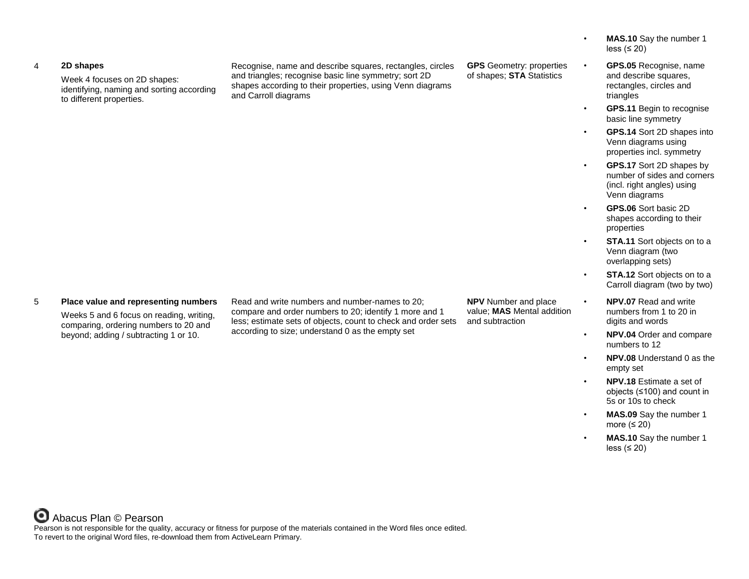| | | | | |
|---|---|---|---|---|
| | | | | • **MAS.10** Say the number 1 less (≤ 20) |
| 4 | **2D shapes**<br>Week 4 focuses on 2D shapes: identifying, naming and sorting according to different properties. | Recognise, name and describe squares, rectangles, circles and triangles; recognise basic line symmetry; sort 2D shapes according to their properties, using Venn diagrams and Carroll diagrams | **GPS** Geometry: properties of shapes; **STA** Statistics | • **GPS.05** Recognise, name and describe squares, rectangles, circles and triangles<br>• **GPS.11** Begin to recognise basic line symmetry<br>• **GPS.14** Sort 2D shapes into Venn diagrams using properties incl. symmetry<br>• **GPS.17** Sort 2D shapes by number of sides and corners (incl. right angles) using Venn diagrams<br>• **GPS.06** Sort basic 2D shapes according to their properties<br>• **STA.11** Sort objects on to a Venn diagram (two overlapping sets)<br>• **STA.12** Sort objects on to a Carroll diagram (two by two) |
| 5 | **Place value and representing numbers**<br>Weeks 5 and 6 focus on reading, writing, comparing, ordering numbers to 20 and beyond; adding / subtracting 1 or 10. | Read and write numbers and number-names to 20; compare and order numbers to 20; identify 1 more and 1 less; estimate sets of objects, count to check and order sets according to size; understand 0 as the empty set | **NPV** Number and place value; **MAS** Mental addition and subtraction | • **NPV.07** Read and write numbers from 1 to 20 in digits and words<br>• **NPV.04** Order and compare numbers to 12<br>• **NPV.08** Understand 0 as the empty set<br>• **NPV.18** Estimate a set of objects (≤100) and count in 5s or 10s to check<br>• **MAS.09** Say the number 1 more (≤ 20)<br>• **MAS.10** Say the number 1 less (≤ 20) |

Abacus Plan © Pearson

Pearson is not responsible for the quality, accuracy or fitness for purpose of the materials contained in the Word files once edited.
To revert to the original Word files, re-download them from ActiveLearn Primary.